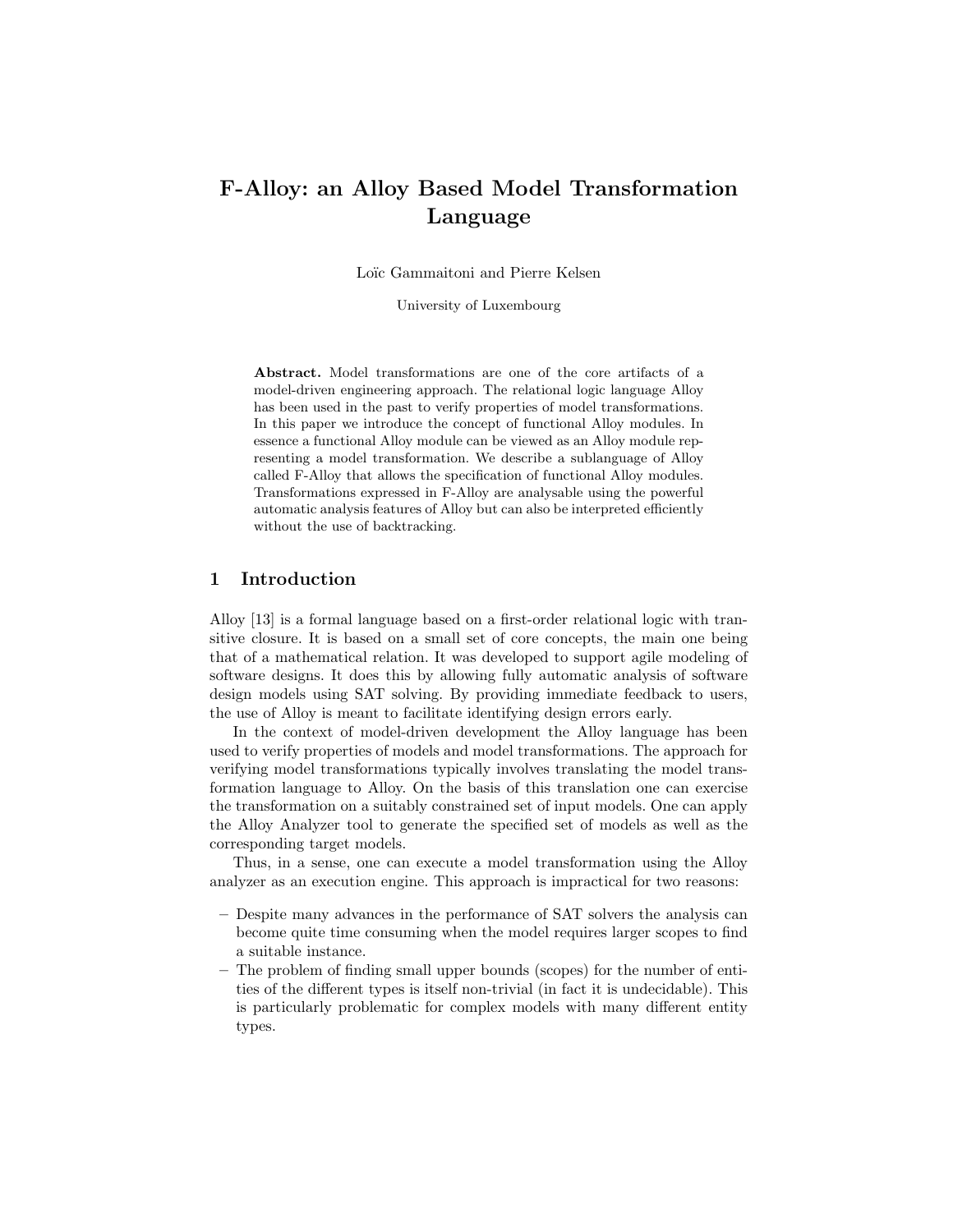# F-Alloy: an Alloy Based Model Transformation Language

Loïc Gammaitoni and Pierre Kelsen

University of Luxembourg

**Abstract.** Model transformations are one of the core artifacts of a model-driven engineering approach. The relational logic language Alloy has been used in the past to verify properties of model transformations. In this paper we introduce the concept of functional Alloy modules. In essence a functional Alloy module can be viewed as an Alloy module representing a model transformation. We describe a sublanguage of Alloy called F-Alloy that allows the specification of functional Alloy modules. Transformations expressed in F-Alloy are analysable using the powerful automatic analysis features of Alloy but can also be interpreted efficiently without the use of backtracking.

## 1 Introduction

Alloy [13] is a formal language based on a first-order relational logic with transitive closure. It is based on a small set of core concepts, the main one being that of a mathematical relation. It was developed to support agile modeling of software designs. It does this by allowing fully automatic analysis of software design models using SAT solving. By providing immediate feedback to users, the use of Alloy is meant to facilitate identifying design errors early.

In the context of model-driven development the Alloy language has been used to verify properties of models and model transformations. The approach for verifying model transformations typically involves translating the model transformation language to Alloy. On the basis of this translation one can exercise the transformation on a suitably constrained set of input models. One can apply the Alloy Analyzer tool to generate the specified set of models as well as the corresponding target models.

Thus, in a sense, one can execute a model transformation using the Alloy analyzer as an execution engine. This approach is impractical for two reasons:

- Despite many advances in the performance of SAT solvers the analysis can become quite time consuming when the model requires larger scopes to find a suitable instance.
- The problem of finding small upper bounds (scopes) for the number of entities of the different types is itself non-trivial (in fact it is undecidable). This is particularly problematic for complex models with many different entity types.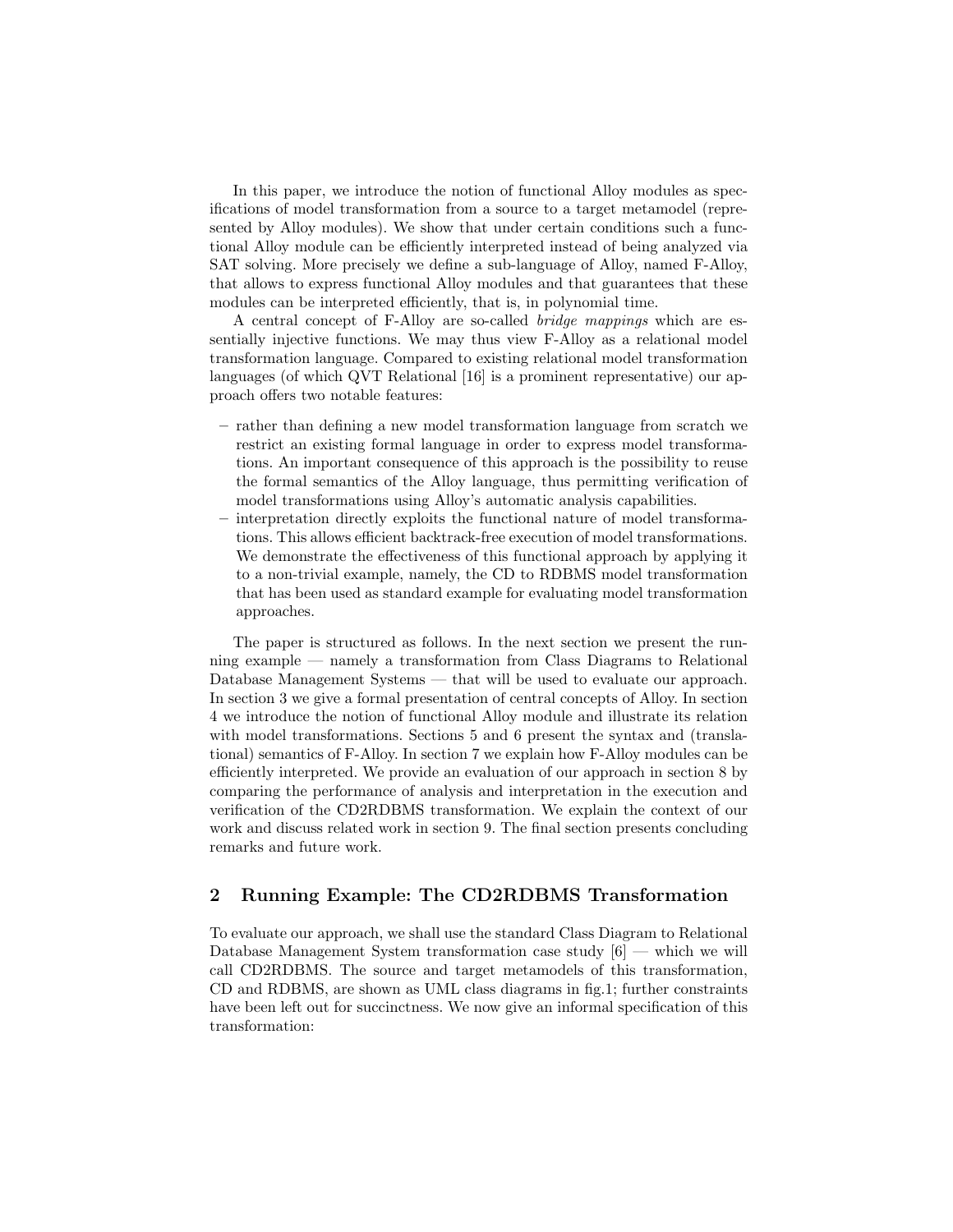In this paper, we introduce the notion of functional Alloy modules as specifications of model transformation from a source to a target metamodel (represented by Alloy modules). We show that under certain conditions such a functional Alloy module can be efficiently interpreted instead of being analyzed via SAT solving. More precisely we define a sub-language of Alloy, named F-Alloy, that allows to express functional Alloy modules and that guarantees that these modules can be interpreted efficiently, that is, in polynomial time.

A central concept of F-Alloy are so-called *bridge mappings* which are essentially injective functions. We may thus view F-Alloy as a relational model transformation language. Compared to existing relational model transformation languages (of which QVT Relational [16] is a prominent representative) our approach offers two notable features:

– rather than defining a new model transformation language from scratch we restrict an existing formal language in order to express model transformations. An important consequence of this approach is the possibility to reuse the formal semantics of the Alloy language, thus permitting verification of model transformations using Alloy's automatic analysis capabilities.
– interpretation directly exploits the functional nature of model transformations. This allows efficient backtrack-free execution of model transformations. We demonstrate the effectiveness of this functional approach by applying it to a non-trivial example, namely, the CD to RDBMS model transformation that has been used as standard example for evaluating model transformation approaches.

The paper is structured as follows. In the next section we present the running example — namely a transformation from Class Diagrams to Relational Database Management Systems — that will be used to evaluate our approach. In section 3 we give a formal presentation of central concepts of Alloy. In section 4 we introduce the notion of functional Alloy module and illustrate its relation with model transformations. Sections 5 and 6 present the syntax and (translational) semantics of F-Alloy. In section 7 we explain how F-Alloy modules can be efficiently interpreted. We provide an evaluation of our approach in section 8 by comparing the performance of analysis and interpretation in the execution and verification of the CD2RDBMS transformation. We explain the context of our work and discuss related work in section 9. The final section presents concluding remarks and future work.

## 2 Running Example: The CD2RDBMS Transformation

To evaluate our approach, we shall use the standard Class Diagram to Relational Database Management System transformation case study [6] — which we will call CD2RDBMS. The source and target metamodels of this transformation, CD and RDBMS, are shown as UML class diagrams in fig.1; further constraints have been left out for succinctness. We now give an informal specification of this transformation: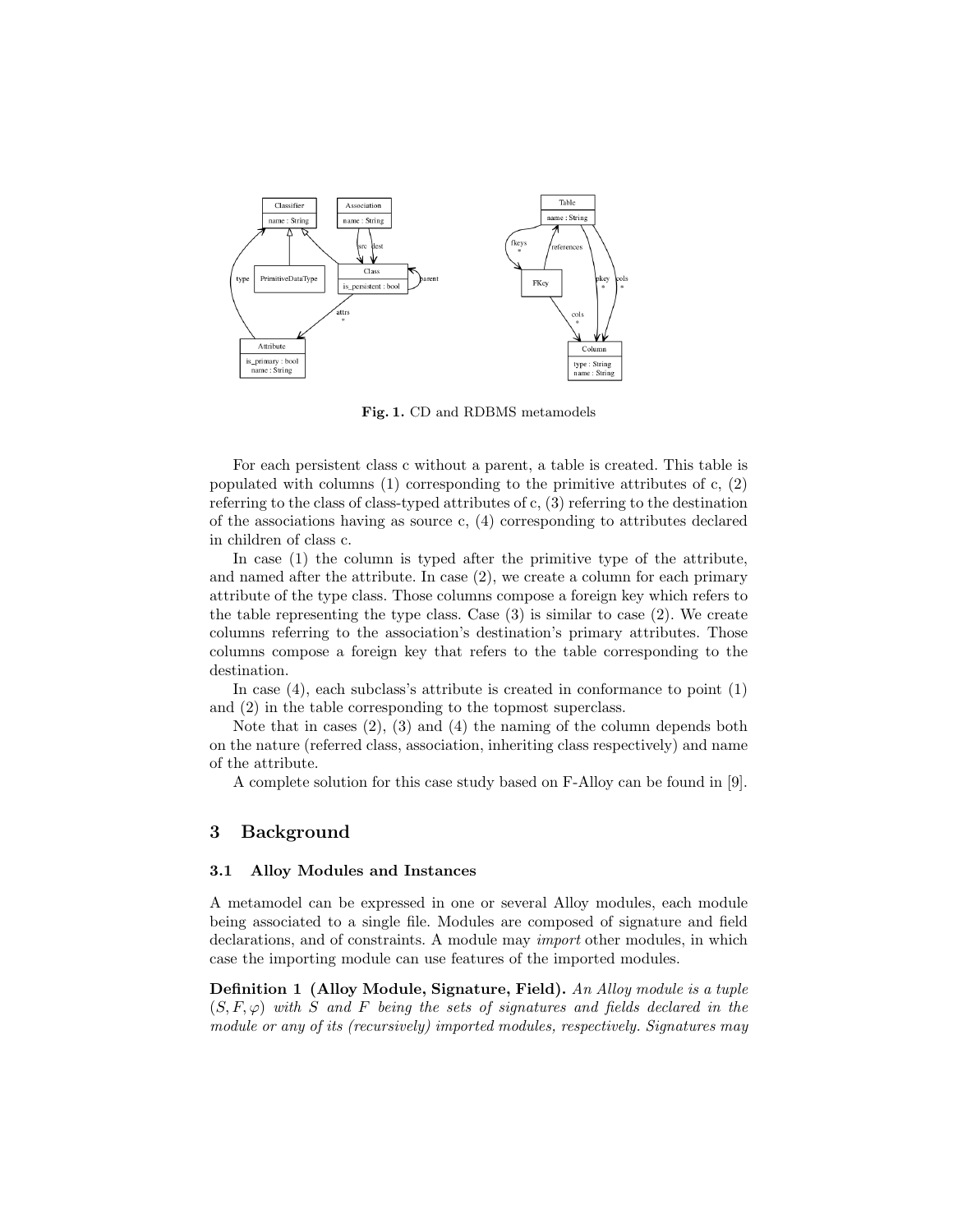**Fig. 1.** CD and RDBMS metamodels

For each persistent class c without a parent, a table is created. This table is populated with columns (1) corresponding to the primitive attributes of c, (2) referring to the class of class-typed attributes of c, (3) referring to the destination of the associations having as source c, (4) corresponding to attributes declared in children of class c.

In case (1) the column is typed after the primitive type of the attribute, and named after the attribute. In case (2), we create a column for each primary attribute of the type class. Those columns compose a foreign key which refers to the table representing the type class. Case (3) is similar to case (2). We create columns referring to the association's destination's primary attributes. Those columns compose a foreign key that refers to the table corresponding to the destination.

In case (4), each subclass's attribute is created in conformance to point (1) and (2) in the table corresponding to the topmost superclass.

Note that in cases (2), (3) and (4) the naming of the column depends both on the nature (referred class, association, inheriting class respectively) and name of the attribute.

A complete solution for this case study based on F-Alloy can be found in [9].

## 3 Background

### 3.1 Alloy Modules and Instances

A metamodel can be expressed in one or several Alloy modules, each module being associated to a single file. Modules are composed of signature and field declarations, and of constraints. A module may *import* other modules, in which case the importing module can use features of the imported modules.

**Definition 1 (Alloy Module, Signature, Field).** *An Alloy module is a tuple $(S, F, \varphi)$ with $S$ and $F$ being the sets of signatures and fields declared in the module or any of its (recursively) imported modules, respectively. Signatures may*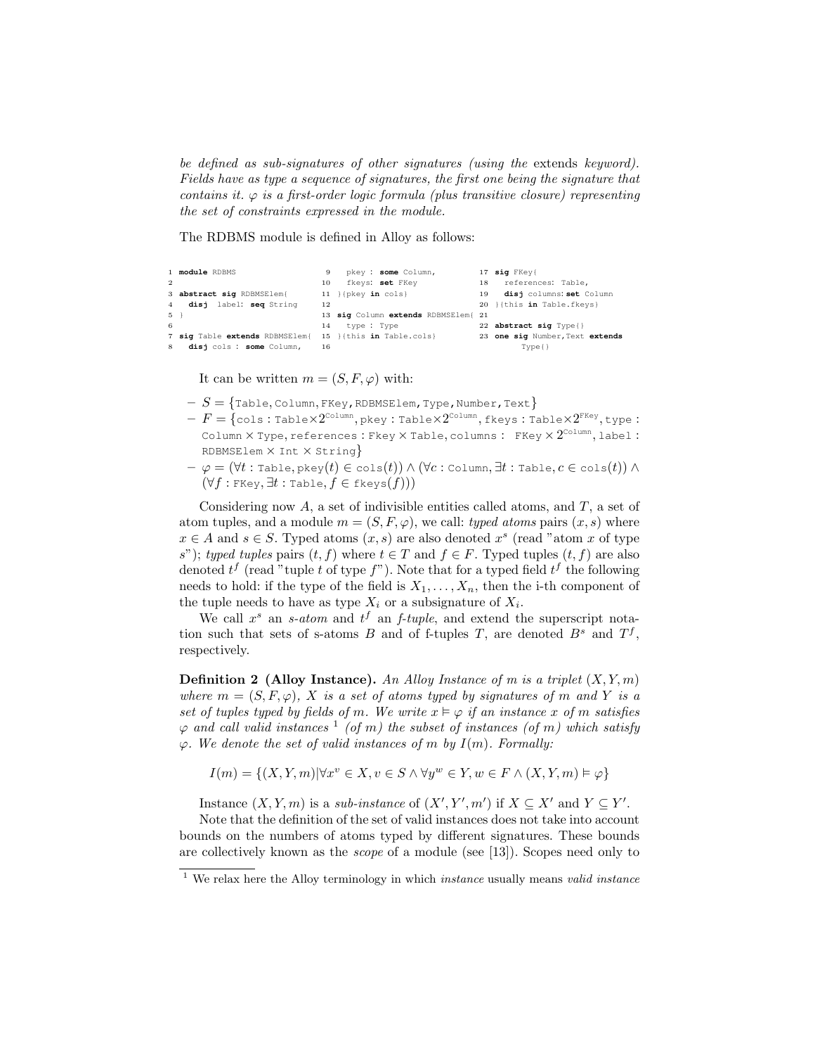*be defined as sub-signatures of other signatures (using the* extends *keyword). Fields have as type a sequence of signatures, the first one being the signature that contains it. $\varphi$ is a first-order logic formula (plus transitive closure) representing the set of constraints expressed in the module.*

The RDBMS module is defined in Alloy as follows:

```
1  module RDBMS
2
3  abstract sig RDBMSElem{
4    disj label: seq String
5  }
6
7  sig Table extends RDBMSElem{
8    disj cols : some Column,
9    pkey : some Column,
10   fkeys: set FKey
11 }{pkey in cols}
12
13 sig Column extends RDBMSElem{
14   type : Type
15 }{this in Table.cols}
16
17 sig FKey{
18   references: Table,
19   disj columns: set Column
20 }{this in Table.fkeys}
21
22 abstract sig Type{}
23 one sig Number,Text extends
       Type{}
```

It can be written $m = (S, F, \varphi)$ with:

- $S = \{\texttt{Table}, \texttt{Column}, \texttt{FKey}, \texttt{RDBMSElem}, \texttt{Type}, \texttt{Number}, \texttt{Text}\}$
- $F = \{\texttt{cols} : \texttt{Table} \times 2^{\texttt{Column}}, \texttt{pkey} : \texttt{Table} \times 2^{\texttt{Column}}, \texttt{fkeys} : \texttt{Table} \times 2^{\texttt{FKey}}, \texttt{type} : \texttt{Column} \times \texttt{Type}, \texttt{references} : \texttt{Fkey} \times \texttt{Table}, \texttt{columns} : \texttt{FKey} \times 2^{\texttt{Column}}, \texttt{label} : \texttt{RDBMSElem} \times \texttt{Int} \times \texttt{String}\}$
- $\varphi = (\forall t : \texttt{Table}, \texttt{pkey}(t) \in \texttt{cols}(t)) \wedge (\forall c : \texttt{Column}, \exists t : \texttt{Table}, c \in \texttt{cols}(t)) \wedge (\forall f : \texttt{FKey}, \exists t : \texttt{Table}, f \in \texttt{fkeys}(f)))$

Considering now $A$, a set of indivisible entities called atoms, and $T$, a set of atom tuples, and a module $m = (S, F, \varphi)$, we call: *typed atoms* pairs $(x, s)$ where $x \in A$ and $s \in S$. Typed atoms $(x, s)$ are also denoted $x^s$ (read "atom $x$ of type $s$"); *typed tuples* pairs $(t, f)$ where $t \in T$ and $f \in F$. Typed tuples $(t, f)$ are also denoted $t^f$ (read "tuple $t$ of type $f$"). Note that for a typed field $t^f$ the following needs to hold: if the type of the field is $X_1, \ldots, X_n$, then the i-th component of the tuple needs to have as type $X_i$ or a subsignature of $X_i$.

We call $x^s$ an *s-atom* and $t^f$ an *f-tuple*, and extend the superscript notation such that sets of s-atoms $B$ and of f-tuples $T$, are denoted $B^s$ and $T^f$, respectively.

**Definition 2 (Alloy Instance).** *An Alloy Instance of $m$ is a triplet $(X, Y, m)$ where $m = (S, F, \varphi)$, $X$ is a set of atoms typed by signatures of $m$ and $Y$ is a set of tuples typed by fields of $m$. We write $x \vDash \varphi$ if an instance $x$ of $m$ satisfies $\varphi$ and call valid instances [1] (of $m$) the subset of instances (of $m$) which satisfy $\varphi$. We denote the set of valid instances of $m$ by $I(m)$. Formally:*

$$I(m) = \{(X, Y, m) | \forall x^v \in X, v \in S \wedge \forall y^w \in Y, w \in F \wedge (X, Y, m) \vDash \varphi\}$$

Instance $(X, Y, m)$ is a *sub-instance* of $(X', Y', m')$ if $X \subseteq X'$ and $Y \subseteq Y'$.

Note that the definition of the set of valid instances does not take into account bounds on the numbers of atoms typed by different signatures. These bounds are collectively known as the *scope* of a module (see [13]). Scopes need only to

[1] We relax here the Alloy terminology in which *instance* usually means *valid instance*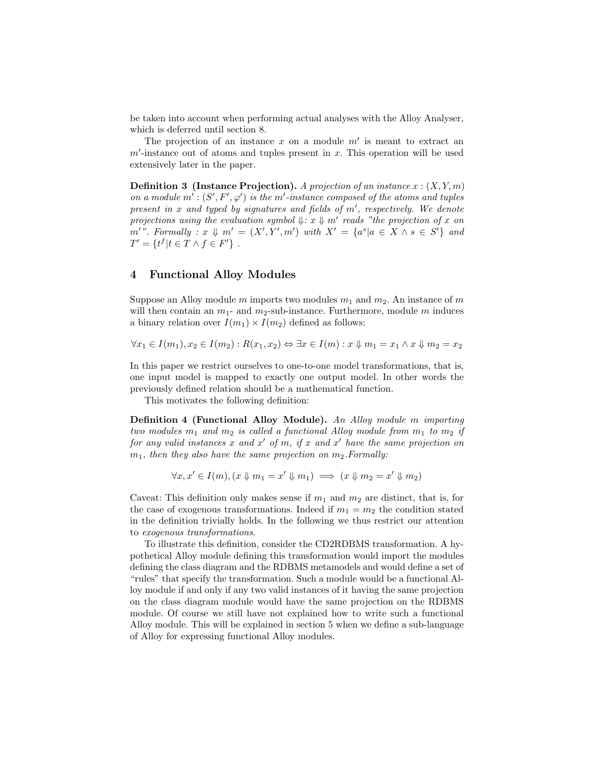be taken into account when performing actual analyses with the Alloy Analyser, which is deferred until section 8.

The projection of an instance $x$ on a module $m'$ is meant to extract an $m'$-instance out of atoms and tuples present in $x$. This operation will be used extensively later in the paper.

**Definition 3 (Instance Projection).** *A projection of an instance $x : (X, Y, m)$ on a module $m' : (S', F', \varphi')$ is the $m'$-instance composed of the atoms and tuples present in $x$ and typed by signatures and fields of $m'$, respectively. We denote projections using the evaluation symbol $\Downarrow$: $x \Downarrow m'$ reads "the projection of $x$ on $m'$". Formally : $x \Downarrow m' = (X', Y', m')$ with $X' = \{a^s | a \in X \wedge s \in S'\}$ and $T' = \{t^f | t \in T \wedge f \in F'\}$ .*

## 4 Functional Alloy Modules

Suppose an Alloy module $m$ imports two modules $m_1$ and $m_2$. An instance of $m$ will then contain an $m_1$- and $m_2$-sub-instance. Furthermore, module $m$ induces a binary relation over $I(m_1) \times I(m_2)$ defined as follows:

$$\forall x_1 \in I(m_1), x_2 \in I(m_2) : R(x_1, x_2) \Leftrightarrow \exists x \in I(m) : x \Downarrow m_1 = x_1 \wedge x \Downarrow m_2 = x_2$$

In this paper we restrict ourselves to one-to-one model transformations, that is, one input model is mapped to exactly one output model. In other words the previously defined relation should be a mathematical function.

This motivates the following definition:

**Definition 4 (Functional Alloy Module).** *An Alloy module $m$ importing two modules $m_1$ and $m_2$ is called a functional Alloy module from $m_1$ to $m_2$ if for any valid instances $x$ and $x'$ of $m$, if $x$ and $x'$ have the same projection on $m_1$, then they also have the same projection on $m_2$. Formally:*

$$\forall x, x' \in I(m), (x \Downarrow m_1 = x' \Downarrow m_1) \implies (x \Downarrow m_2 = x' \Downarrow m_2)$$

Caveat: This definition only makes sense if $m_1$ and $m_2$ are distinct, that is, for the case of exogenous transformations. Indeed if $m_1 = m_2$ the condition stated in the definition trivially holds. In the following we thus restrict our attention to *exogenous transformations*.

To illustrate this definition, consider the CD2RDBMS transformation. A hypothetical Alloy module defining this transformation would import the modules defining the class diagram and the RDBMS metamodels and would define a set of "rules" that specify the transformation. Such a module would be a functional Alloy module if and only if any two valid instances of it having the same projection on the class diagram module would have the same projection on the RDBMS module. Of course we still have not explained how to write such a functional Alloy module. This will be explained in section 5 when we define a sub-language of Alloy for expressing functional Alloy modules.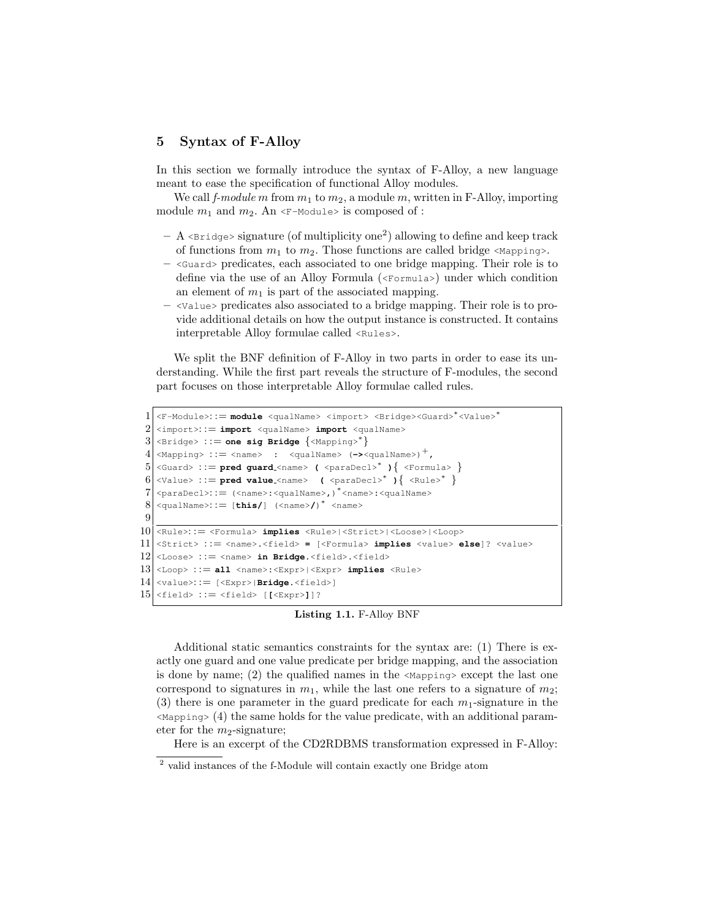## 5 Syntax of F-Alloy

In this section we formally introduce the syntax of F-Alloy, a new language meant to ease the specification of functional Alloy modules.

We call *f-module* $m$ from $m_1$ to $m_2$, a module $m$, written in F-Alloy, importing module $m_1$ and $m_2$. An <F-Module> is composed of :

- A <Bridge> signature (of multiplicity one[2]) allowing to define and keep track of functions from $m_1$ to $m_2$. Those functions are called bridge <Mapping>.
- <Guard> predicates, each associated to one bridge mapping. Their role is to define via the use of an Alloy Formula (<Formula>) under which condition an element of $m_1$ is part of the associated mapping.
- <Value> predicates also associated to a bridge mapping. Their role is to provide additional details on how the output instance is constructed. It contains interpretable Alloy formulae called <Rules>.

We split the BNF definition of F-Alloy in two parts in order to ease its understanding. While the first part reveals the structure of F-modules, the second part focuses on those interpretable Alloy formulae called rules.

```
1  <F-Module>::= module <qualName> <import> <Bridge><Guard>*<Value>*
2  <import>::= import <qualName> import <qualName>
3  <Bridge> ::= one sig Bridge {<Mapping>*}
4  <Mapping> ::= <name>  :  <qualName> (-><qualName>)+,
5  <Guard> ::= pred guard_<name> ( <paraDecl>* ){ <Formula> }
6  <Value> ::= pred value_<name>  ( <paraDecl>* ){ <Rule>* }
7  <paraDecl>::= (<name>:<qualName>,)*<name>:<qualName>
8  <qualName>::= [this/] (<name>/)* <name>
9
10 <Rule>::= <Formula> implies <Rule>|<Strict>|<Loose>|<Loop>
11 <Strict> ::= <name>.<field> = [<Formula> implies <value> else]? <value>
12 <Loose> ::= <name> in Bridge.<field>.<field>
13 <Loop> ::= all <name>:<Expr>|<Expr> implies <Rule>
14 <value>::= [<Expr>|Bridge.<field>]
15 <field> ::= <field> [[<Expr>]]?
```

**Listing 1.1.** F-Alloy BNF

Additional static semantics constraints for the syntax are: (1) There is exactly one guard and one value predicate per bridge mapping, and the association is done by name; (2) the qualified names in the <Mapping> except the last one correspond to signatures in $m_1$, while the last one refers to a signature of $m_2$; (3) there is one parameter in the guard predicate for each $m_1$-signature in the <Mapping> (4) the same holds for the value predicate, with an additional parameter for the $m_2$-signature;

Here is an excerpt of the CD2RDBMS transformation expressed in F-Alloy:

[2] valid instances of the f-Module will contain exactly one Bridge atom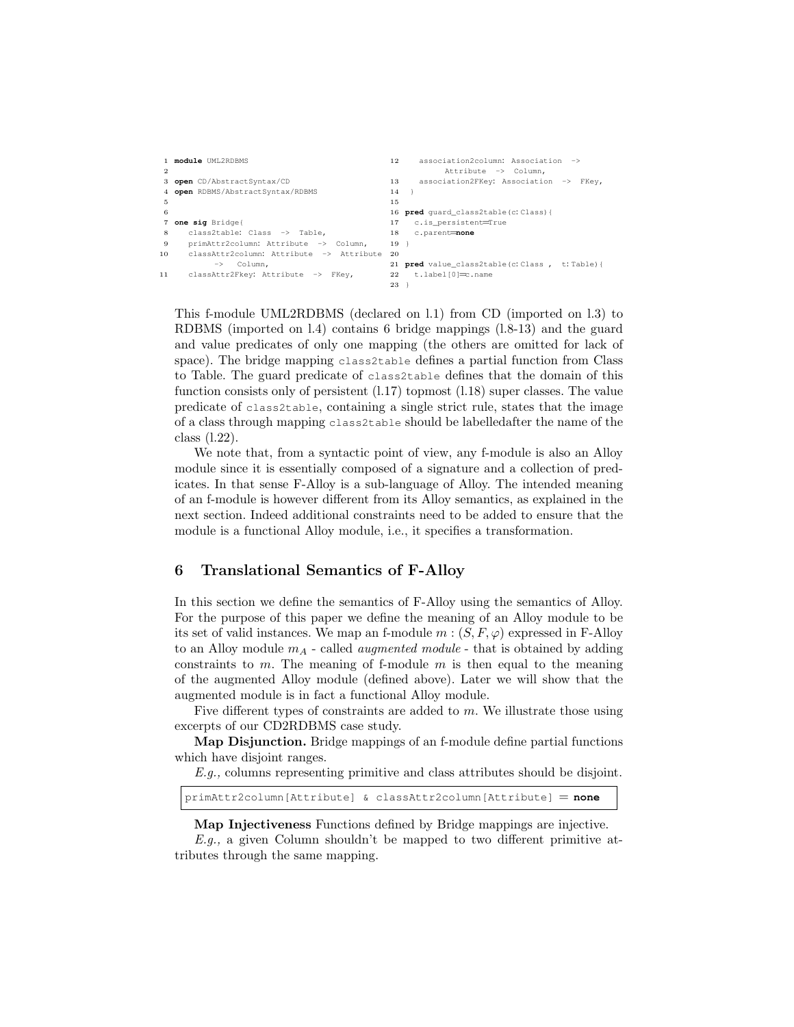```
1 module UML2RDBMS
2
3 open CD/AbstractSyntax/CD
4 open RDBMS/AbstractSyntax/RDBMS
5
6
7 one sig Bridge{
8   class2table: Class -> Table,
9   primAttr2column: Attribute -> Column,
10  classAttr2column: Attribute -> Attribute
        -> Column,
11  classAttr2Fkey: Attribute -> FKey,
12  association2column: Association ->
        Attribute -> Column,
13  association2FKey: Association -> FKey,
14 }
15
16 pred guard_class2table(c:Class){
17   c.is_persistent=True
18   c.parent=none
19 }
20
21 pred value_class2table(c:Class , t:Table){
22   t.label[0]=c.name
23 }
```

This f-module UML2RDBMS (declared on l.1) from CD (imported on l.3) to RDBMS (imported on l.4) contains 6 bridge mappings (l.8-13) and the guard and value predicates of only one mapping (the others are omitted for lack of space). The bridge mapping `class2table` defines a partial function from Class to Table. The guard predicate of `class2table` defines that the domain of this function consists only of persistent (l.17) topmost (l.18) super classes. The value predicate of `class2table`, containing a single strict rule, states that the image of a class through mapping `class2table` should be labelledafter the name of the class (l.22).

We note that, from a syntactic point of view, any f-module is also an Alloy module since it is essentially composed of a signature and a collection of predicates. In that sense F-Alloy is a sub-language of Alloy. The intended meaning of an f-module is however different from its Alloy semantics, as explained in the next section. Indeed additional constraints need to be added to ensure that the module is a functional Alloy module, i.e., it specifies a transformation.

## 6 Translational Semantics of F-Alloy

In this section we define the semantics of F-Alloy using the semantics of Alloy. For the purpose of this paper we define the meaning of an Alloy module to be its set of valid instances. We map an f-module $m : (S, F, \varphi)$ expressed in F-Alloy to an Alloy module $m_A$ - called *augmented module* - that is obtained by adding constraints to $m$. The meaning of f-module $m$ is then equal to the meaning of the augmented Alloy module (defined above). Later we will show that the augmented module is in fact a functional Alloy module.

Five different types of constraints are added to $m$. We illustrate those using excerpts of our CD2RDBMS case study.

**Map Disjunction.** Bridge mappings of an f-module define partial functions which have disjoint ranges.

*E.g.,* columns representing primitive and class attributes should be disjoint.

```
primAttr2column[Attribute] & classAttr2column[Attribute] = none
```

**Map Injectiveness** Functions defined by Bridge mappings are injective.

*E.g.,* a given Column shouldn't be mapped to two different primitive attributes through the same mapping.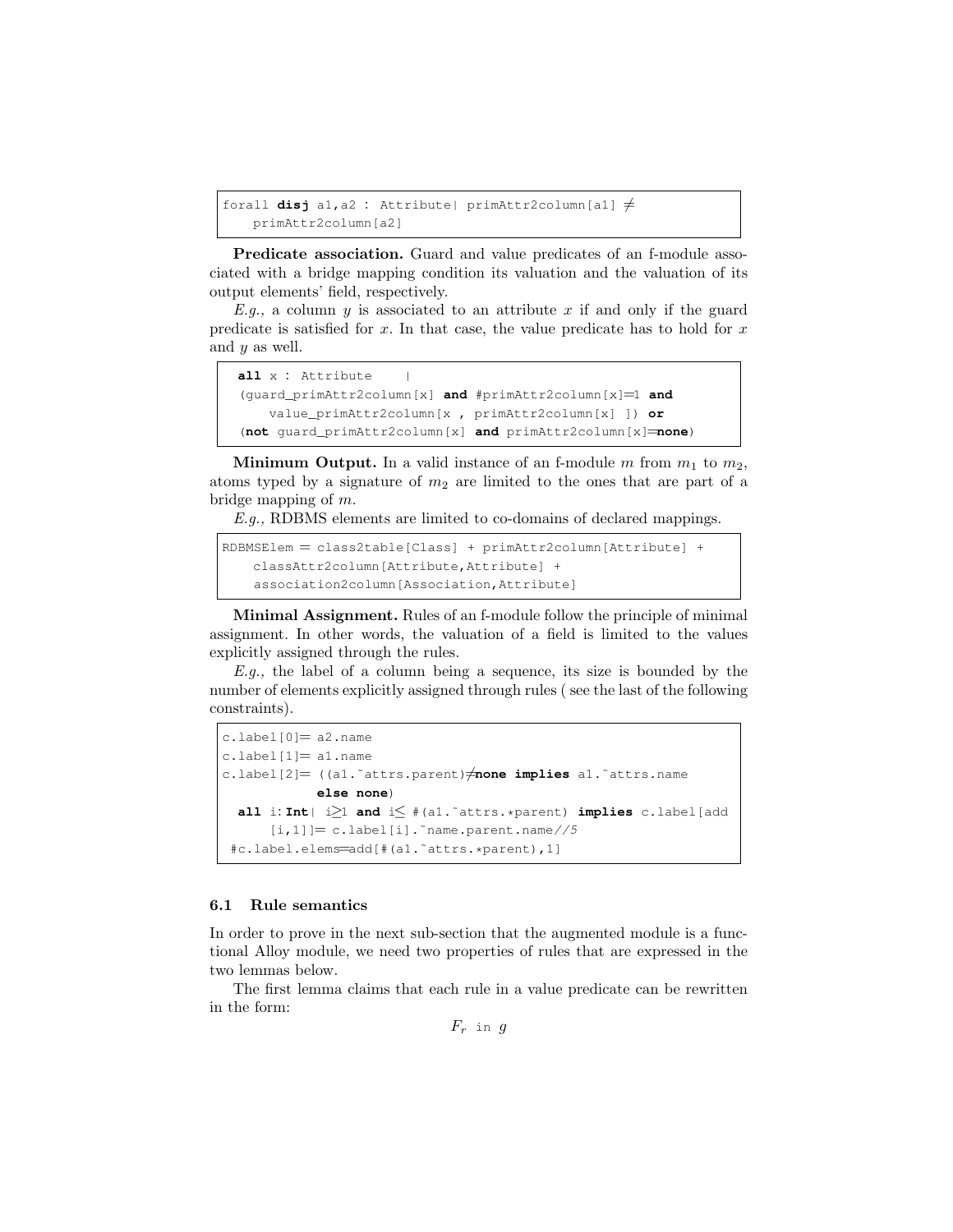```
forall disj a1,a2 : Attribute| primAttr2column[a1] ≠
    primAttr2column[a2]
```

**Predicate association.** Guard and value predicates of an f-module associated with a bridge mapping condition its valuation and the valuation of its output elements' field, respectively.

*E.g.,* a column $y$ is associated to an attribute $x$ if and only if the guard predicate is satisfied for $x$. In that case, the value predicate has to hold for $x$ and $y$ as well.

```
 all x : Attribute    |
 (guard_primAttr2column[x] and #primAttr2column[x]=1 and
     value_primAttr2column[x , primAttr2column[x] ]) or
 (not guard_primAttr2column[x] and primAttr2column[x]=none)
```

**Minimum Output.** In a valid instance of an f-module $m$ from $m_1$ to $m_2$, atoms typed by a signature of $m_2$ are limited to the ones that are part of a bridge mapping of $m$.

*E.g.,* RDBMS elements are limited to co-domains of declared mappings.

```
RDBMSElem = class2table[Class] + primAttr2column[Attribute] +
    classAttr2column[Attribute,Attribute] +
    association2column[Association,Attribute]
```

**Minimal Assignment.** Rules of an f-module follow the principle of minimal assignment. In other words, the valuation of a field is limited to the values explicitly assigned through the rules.

*E.g.,* the label of a column being a sequence, its size is bounded by the number of elements explicitly assigned through rules ( see the last of the following constraints).

```
c.label[0]= a2.name
c.label[1]= a1.name
c.label[2]= ((a1.~attrs.parent)≠none implies a1.~attrs.name
            else none)
  all i:Int| i≥1 and i≤ #(a1.~attrs.*parent) implies c.label[add
      [i,1]]= c.label[i].~name.parent.name//5
 #c.label.elems=add[#(a1.~attrs.*parent),1]
```

### 6.1 Rule semantics

In order to prove in the next sub-section that the augmented module is a functional Alloy module, we need two properties of rules that are expressed in the two lemmas below.

The first lemma claims that each rule in a value predicate can be rewritten in the form:

$$F_r \texttt{ in } g$$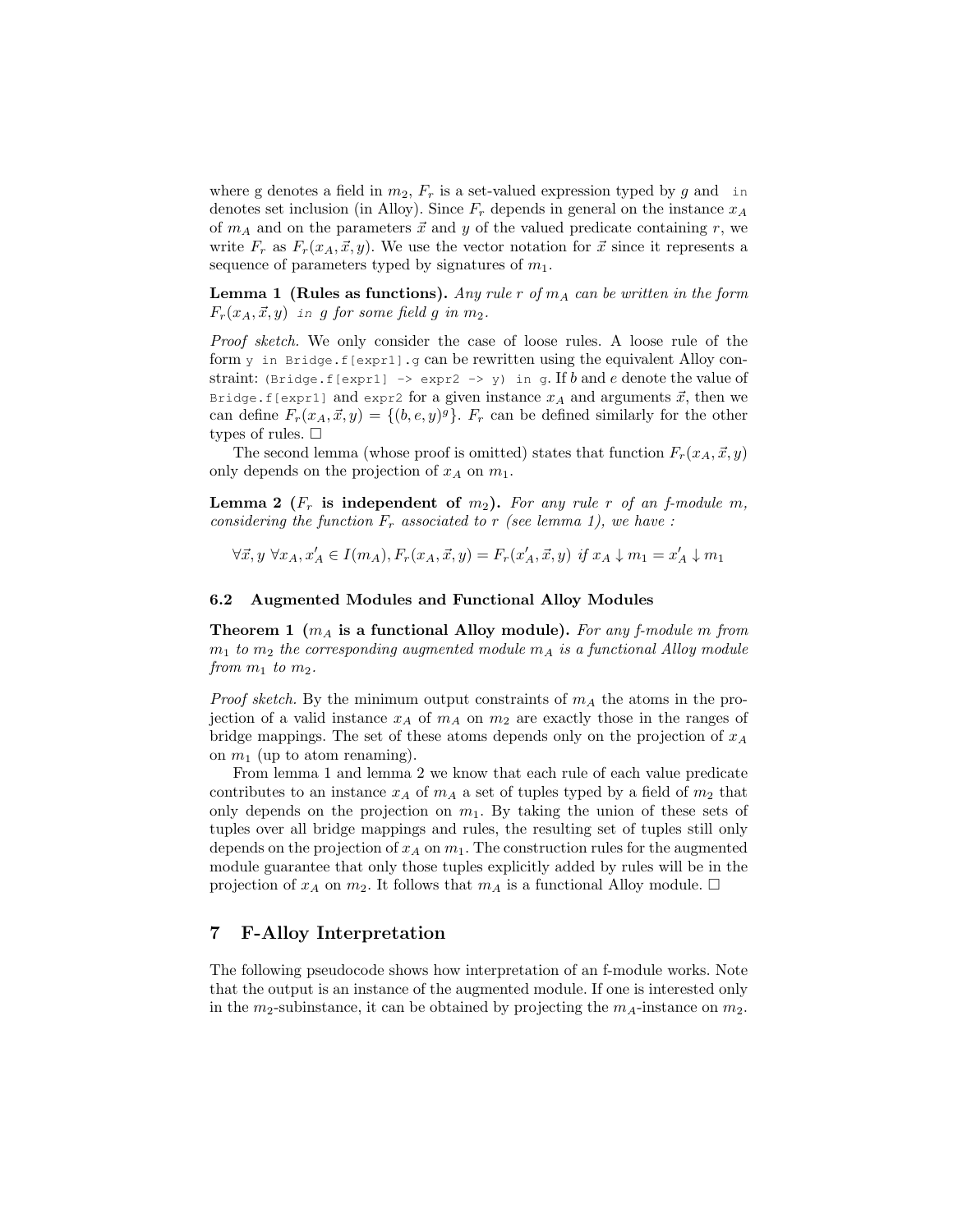where g denotes a field in $m_2$, $F_r$ is a set-valued expression typed by $g$ and `in` denotes set inclusion (in Alloy). Since $F_r$ depends in general on the instance $x_A$ of $m_A$ and on the parameters $\vec{x}$ and $y$ of the valued predicate containing $r$, we write $F_r$ as $F_r(x_A, \vec{x}, y)$. We use the vector notation for $\vec{x}$ since it represents a sequence of parameters typed by signatures of $m_1$.

**Lemma 1 (Rules as functions).** *Any rule $r$ of $m_A$ can be written in the form $F_r(x_A, \vec{x}, y)$ `in` $g$ for some field $g$ in $m_2$.*

*Proof sketch.* We only consider the case of loose rules. A loose rule of the form `y in Bridge.f[expr1].g` can be rewritten using the equivalent Alloy constraint: `(Bridge.f[expr1] -> expr2 -> y) in g`. If $b$ and $e$ denote the value of `Bridge.f[expr1]` and `expr2` for a given instance $x_A$ and arguments $\vec{x}$, then we can define $F_r(x_A, \vec{x}, y) = \{(b, e, y)^g\}$. $F_r$ can be defined similarly for the other types of rules. □

The second lemma (whose proof is omitted) states that function $F_r(x_A, \vec{x}, y)$ only depends on the projection of $x_A$ on $m_1$.

**Lemma 2 ($F_r$ is independent of $m_2$).** *For any rule $r$ of an f-module $m$, considering the function $F_r$ associated to $r$ (see lemma 1), we have :*

$$\forall \vec{x}, y \; \forall x_A, x'_A \in I(m_A), F_r(x_A, \vec{x}, y) = F_r(x'_A, \vec{x}, y) \text{ if } x_A \downarrow m_1 = x'_A \downarrow m_1$$

### 6.2 Augmented Modules and Functional Alloy Modules

**Theorem 1 ($m_A$ is a functional Alloy module).** *For any f-module $m$ from $m_1$ to $m_2$ the corresponding augmented module $m_A$ is a functional Alloy module from $m_1$ to $m_2$.*

*Proof sketch.* By the minimum output constraints of $m_A$ the atoms in the projection of a valid instance $x_A$ of $m_A$ on $m_2$ are exactly those in the ranges of bridge mappings. The set of these atoms depends only on the projection of $x_A$ on $m_1$ (up to atom renaming).

From lemma 1 and lemma 2 we know that each rule of each value predicate contributes to an instance $x_A$ of $m_A$ a set of tuples typed by a field of $m_2$ that only depends on the projection on $m_1$. By taking the union of these sets of tuples over all bridge mappings and rules, the resulting set of tuples still only depends on the projection of $x_A$ on $m_1$. The construction rules for the augmented module guarantee that only those tuples explicitly added by rules will be in the projection of $x_A$ on $m_2$. It follows that $m_A$ is a functional Alloy module. □

## 7 F-Alloy Interpretation

The following pseudocode shows how interpretation of an f-module works. Note that the output is an instance of the augmented module. If one is interested only in the $m_2$-subinstance, it can be obtained by projecting the $m_A$-instance on $m_2$.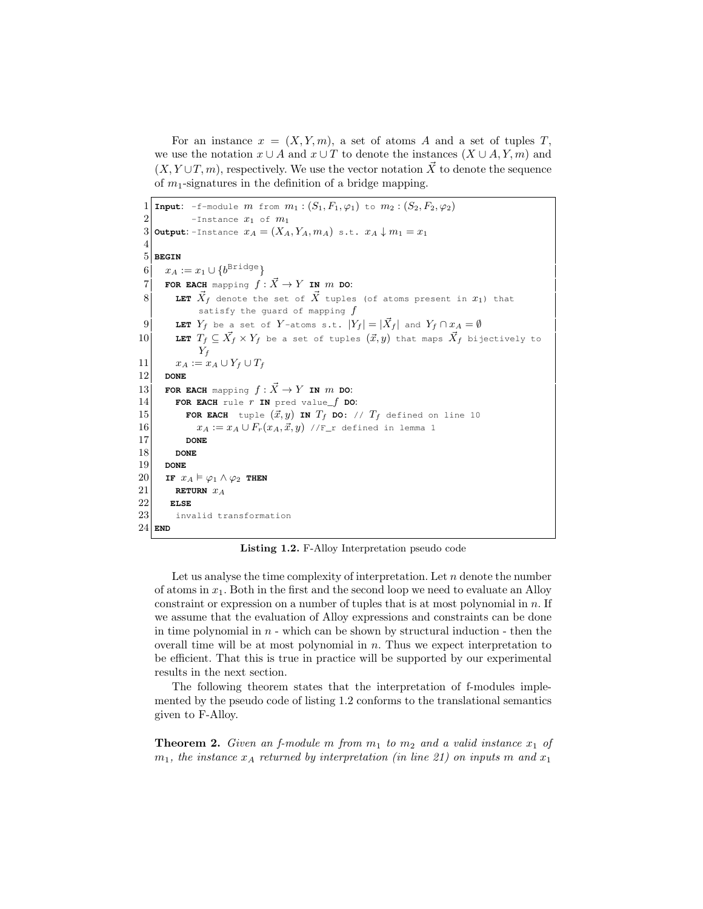For an instance $x = (X, Y, m)$, a set of atoms $A$ and a set of tuples $T$, we use the notation $x \cup A$ and $x \cup T$ to denote the instances $(X \cup A, Y, m)$ and $(X, Y \cup T, m)$, respectively. We use the vector notation $\vec{X}$ to denote the sequence of $m_1$-signatures in the definition of a bridge mapping.

```
 1  Input:  -f-module m from m1 : (S1, F1, φ1) to m2 : (S2, F2, φ2)
 2          -Instance x1 of m1
 3  Output: -Instance xA = (XA, YA, mA) s.t. xA ↓ m1 = x1
 4
 5  BEGIN
 6    xA := x1 ∪ {b^Bridge}
 7    FOR EACH mapping f : X⃗ → Y IN m DO:
 8      LET X⃗f denote the set of X⃗ tuples (of atoms present in x1) that
            satisfy the guard of mapping f
 9      LET Yf be a set of Y-atoms s.t. |Yf| = |X⃗f| and Yf ∩ xA = ∅
10      LET Tf ⊆ X⃗f × Yf be a set of tuples (x⃗, y) that maps X⃗f bijectively to
            Yf
11      xA := xA ∪ Yf ∪ Tf
12    DONE
13    FOR EACH mapping f : X⃗ → Y IN m DO:
14      FOR EACH rule r IN pred value_f DO:
15        FOR EACH  tuple (x⃗, y) IN Tf DO: // Tf defined on line 10
16          xA := xA ∪ Fr(xA, x⃗, y) //F_r defined in lemma 1
17        DONE
18      DONE
19    DONE
20    IF xA ⊨ φ1 ∧ φ2 THEN
21      RETURN xA
22    ELSE
23      invalid transformation
24  END
```

**Listing 1.2.** F-Alloy Interpretation pseudo code

Let us analyse the time complexity of interpretation. Let $n$ denote the number of atoms in $x_1$. Both in the first and the second loop we need to evaluate an Alloy constraint or expression on a number of tuples that is at most polynomial in $n$. If we assume that the evaluation of Alloy expressions and constraints can be done in time polynomial in $n$ - which can be shown by structural induction - then the overall time will be at most polynomial in $n$. Thus we expect interpretation to be efficient. That this is true in practice will be supported by our experimental results in the next section.

The following theorem states that the interpretation of f-modules implemented by the pseudo code of listing 1.2 conforms to the translational semantics given to F-Alloy.

**Theorem 2.** *Given an f-module $m$ from $m_1$ to $m_2$ and a valid instance $x_1$ of $m_1$, the instance $x_A$ returned by interpretation (in line 21) on inputs $m$ and $x_1$*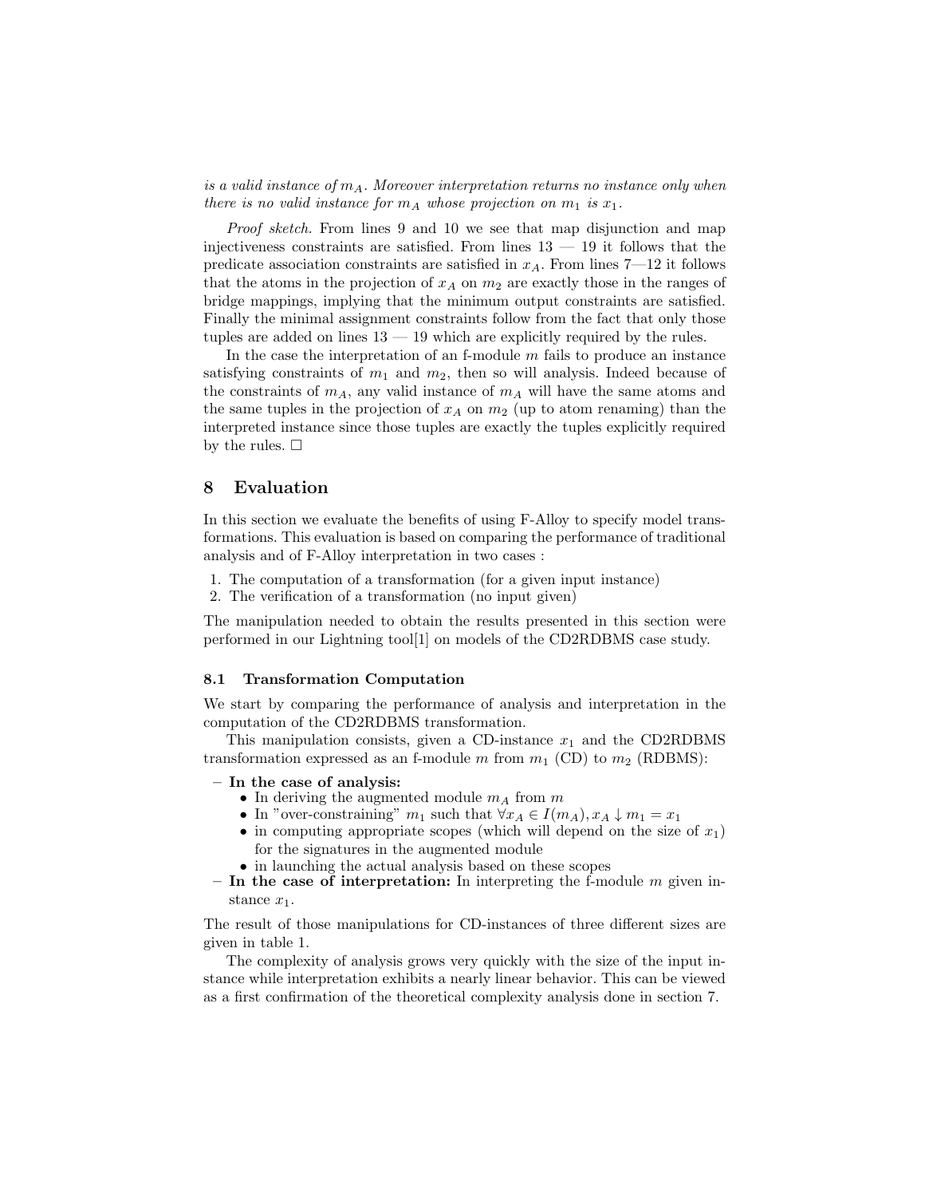*is a valid instance of $m_A$. Moreover interpretation returns no instance only when there is no valid instance for $m_A$ whose projection on $m_1$ is $x_1$.*

*Proof sketch.* From lines 9 and 10 we see that map disjunction and map injectiveness constraints are satisfied. From lines 13 — 19 it follows that the predicate association constraints are satisfied in $x_A$. From lines 7—12 it follows that the atoms in the projection of $x_A$ on $m_2$ are exactly those in the ranges of bridge mappings, implying that the minimum output constraints are satisfied. Finally the minimal assignment constraints follow from the fact that only those tuples are added on lines 13 — 19 which are explicitly required by the rules.

In the case the interpretation of an f-module $m$ fails to produce an instance satisfying constraints of $m_1$ and $m_2$, then so will analysis. Indeed because of the constraints of $m_A$, any valid instance of $m_A$ will have the same atoms and the same tuples in the projection of $x_A$ on $m_2$ (up to atom renaming) than the interpreted instance since those tuples are exactly the tuples explicitly required by the rules. □

## 8 Evaluation

In this section we evaluate the benefits of using F-Alloy to specify model transformations. This evaluation is based on comparing the performance of traditional analysis and of F-Alloy interpretation in two cases :

1. The computation of a transformation (for a given input instance)
2. The verification of a transformation (no input given)

The manipulation needed to obtain the results presented in this section were performed in our Lightning tool[1] on models of the CD2RDBMS case study.

### 8.1 Transformation Computation

We start by comparing the performance of analysis and interpretation in the computation of the CD2RDBMS transformation.

This manipulation consists, given a CD-instance $x_1$ and the CD2RDBMS transformation expressed as an f-module $m$ from $m_1$ (CD) to $m_2$ (RDBMS):

- **In the case of analysis:**
  - In deriving the augmented module $m_A$ from $m$
  - In "over-constraining" $m_1$ such that $\forall x_A \in I(m_A), x_A \downarrow m_1 = x_1$
  - in computing appropriate scopes (which will depend on the size of $x_1$) for the signatures in the augmented module
  - in launching the actual analysis based on these scopes
- **In the case of interpretation:** In interpreting the f-module $m$ given instance $x_1$.

The result of those manipulations for CD-instances of three different sizes are given in table 1.

The complexity of analysis grows very quickly with the size of the input instance while interpretation exhibits a nearly linear behavior. This can be viewed as a first confirmation of the theoretical complexity analysis done in section 7.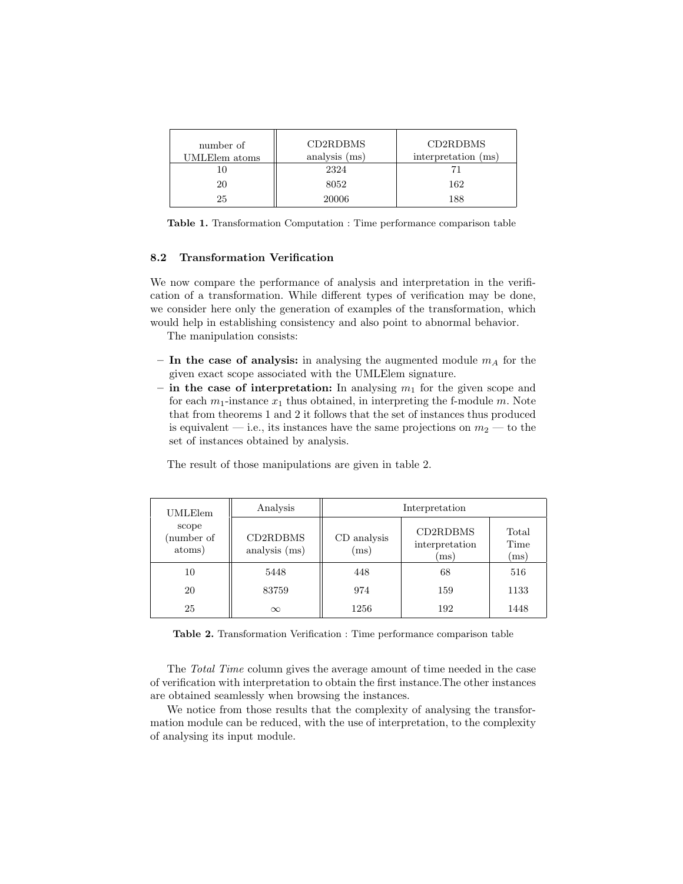| number of UMLElem atoms | CD2RDBMS analysis (ms) | CD2RDBMS interpretation (ms) |
|---|---|---|
| 10 | 2324 | 71 |
| 20 | 8052 | 162 |
| 25 | 20006 | 188 |

**Table 1.** Transformation Computation : Time performance comparison table

### 8.2 Transformation Verification

We now compare the performance of analysis and interpretation in the verification of a transformation. While different types of verification may be done, we consider here only the generation of examples of the transformation, which would help in establishing consistency and also point to abnormal behavior.

The manipulation consists:

- **In the case of analysis:** in analysing the augmented module $m_A$ for the given exact scope associated with the UMLElem signature.
- **in the case of interpretation:** In analysing $m_1$ for the given scope and for each $m_1$-instance $x_1$ thus obtained, in interpreting the f-module $m$. Note that from theorems 1 and 2 it follows that the set of instances thus produced is equivalent — i.e., its instances have the same projections on $m_2$ — to the set of instances obtained by analysis.

The result of those manipulations are given in table 2.

| UMLElem scope (number of atoms) | Analysis | Interpretation | | |
|---|---|---|---|---|
| | CD2RDBMS analysis (ms) | CD analysis (ms) | CD2RDBMS interpretation (ms) | Total Time (ms) |
| 10 | 5448 | 448 | 68 | 516 |
| 20 | 83759 | 974 | 159 | 1133 |
| 25 | $\infty$ | 1256 | 192 | 1448 |

**Table 2.** Transformation Verification : Time performance comparison table

The *Total Time* column gives the average amount of time needed in the case of verification with interpretation to obtain the first instance.The other instances are obtained seamlessly when browsing the instances.

We notice from those results that the complexity of analysing the transformation module can be reduced, with the use of interpretation, to the complexity of analysing its input module.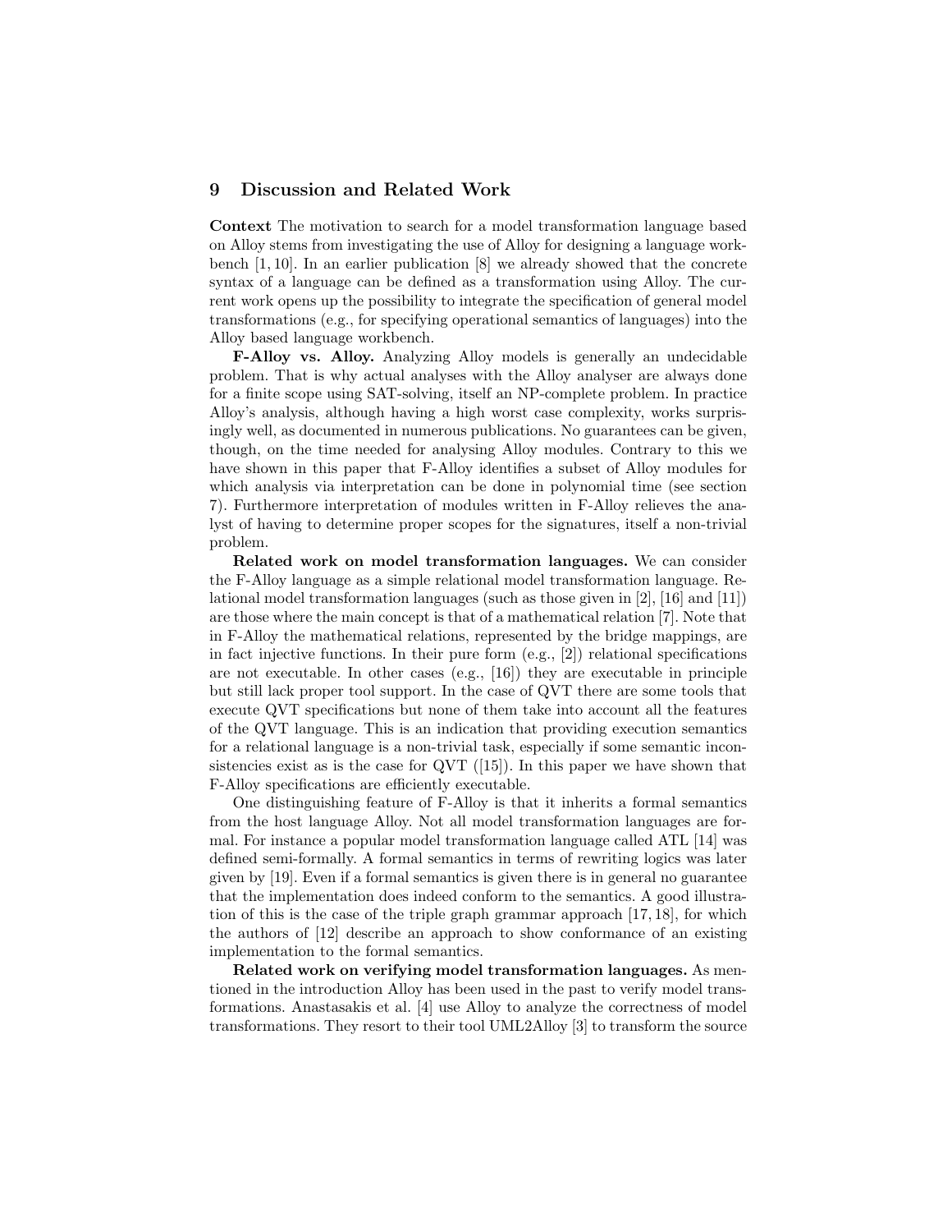## 9 Discussion and Related Work

**Context** The motivation to search for a model transformation language based on Alloy stems from investigating the use of Alloy for designing a language workbench [1, 10]. In an earlier publication [8] we already showed that the concrete syntax of a language can be defined as a transformation using Alloy. The current work opens up the possibility to integrate the specification of general model transformations (e.g., for specifying operational semantics of languages) into the Alloy based language workbench.

**F-Alloy vs. Alloy.** Analyzing Alloy models is generally an undecidable problem. That is why actual analyses with the Alloy analyser are always done for a finite scope using SAT-solving, itself an NP-complete problem. In practice Alloy's analysis, although having a high worst case complexity, works surprisingly well, as documented in numerous publications. No guarantees can be given, though, on the time needed for analysing Alloy modules. Contrary to this we have shown in this paper that F-Alloy identifies a subset of Alloy modules for which analysis via interpretation can be done in polynomial time (see section 7). Furthermore interpretation of modules written in F-Alloy relieves the analyst of having to determine proper scopes for the signatures, itself a non-trivial problem.

**Related work on model transformation languages.** We can consider the F-Alloy language as a simple relational model transformation language. Relational model transformation languages (such as those given in [2], [16] and [11]) are those where the main concept is that of a mathematical relation [7]. Note that in F-Alloy the mathematical relations, represented by the bridge mappings, are in fact injective functions. In their pure form (e.g., [2]) relational specifications are not executable. In other cases (e.g., [16]) they are executable in principle but still lack proper tool support. In the case of QVT there are some tools that execute QVT specifications but none of them take into account all the features of the QVT language. This is an indication that providing execution semantics for a relational language is a non-trivial task, especially if some semantic inconsistencies exist as is the case for QVT ([15]). In this paper we have shown that F-Alloy specifications are efficiently executable.

One distinguishing feature of F-Alloy is that it inherits a formal semantics from the host language Alloy. Not all model transformation languages are formal. For instance a popular model transformation language called ATL [14] was defined semi-formally. A formal semantics in terms of rewriting logics was later given by [19]. Even if a formal semantics is given there is in general no guarantee that the implementation does indeed conform to the semantics. A good illustration of this is the case of the triple graph grammar approach [17, 18], for which the authors of [12] describe an approach to show conformance of an existing implementation to the formal semantics.

**Related work on verifying model transformation languages.** As mentioned in the introduction Alloy has been used in the past to verify model transformations. Anastasakis et al. [4] use Alloy to analyze the correctness of model transformations. They resort to their tool UML2Alloy [3] to transform the source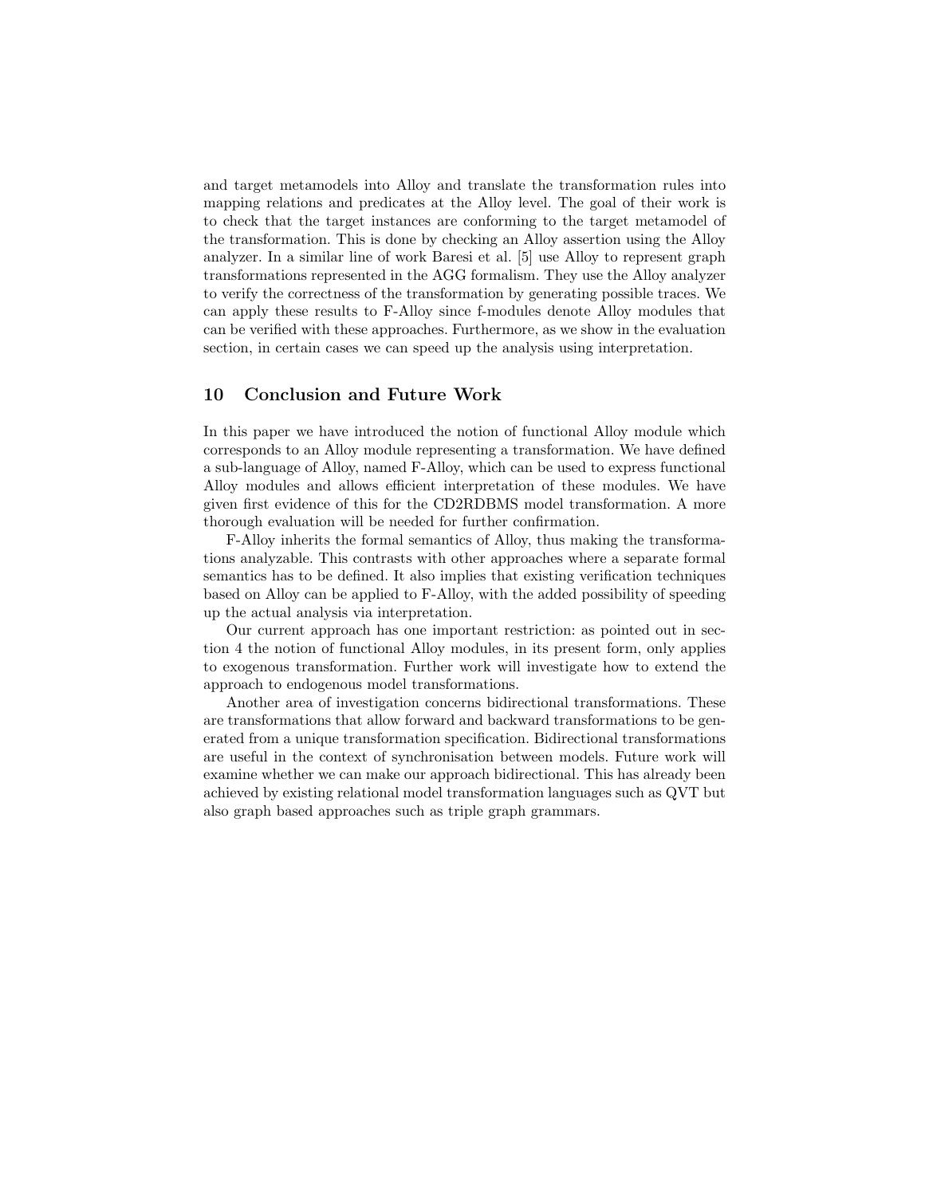and target metamodels into Alloy and translate the transformation rules into mapping relations and predicates at the Alloy level. The goal of their work is to check that the target instances are conforming to the target metamodel of the transformation. This is done by checking an Alloy assertion using the Alloy analyzer. In a similar line of work Baresi et al. [5] use Alloy to represent graph transformations represented in the AGG formalism. They use the Alloy analyzer to verify the correctness of the transformation by generating possible traces. We can apply these results to F-Alloy since f-modules denote Alloy modules that can be verified with these approaches. Furthermore, as we show in the evaluation section, in certain cases we can speed up the analysis using interpretation.

## 10 Conclusion and Future Work

In this paper we have introduced the notion of functional Alloy module which corresponds to an Alloy module representing a transformation. We have defined a sub-language of Alloy, named F-Alloy, which can be used to express functional Alloy modules and allows efficient interpretation of these modules. We have given first evidence of this for the CD2RDBMS model transformation. A more thorough evaluation will be needed for further confirmation.

F-Alloy inherits the formal semantics of Alloy, thus making the transformations analyzable. This contrasts with other approaches where a separate formal semantics has to be defined. It also implies that existing verification techniques based on Alloy can be applied to F-Alloy, with the added possibility of speeding up the actual analysis via interpretation.

Our current approach has one important restriction: as pointed out in section 4 the notion of functional Alloy modules, in its present form, only applies to exogenous transformation. Further work will investigate how to extend the approach to endogenous model transformations.

Another area of investigation concerns bidirectional transformations. These are transformations that allow forward and backward transformations to be generated from a unique transformation specification. Bidirectional transformations are useful in the context of synchronisation between models. Future work will examine whether we can make our approach bidirectional. This has already been achieved by existing relational model transformation languages such as QVT but also graph based approaches such as triple graph grammars.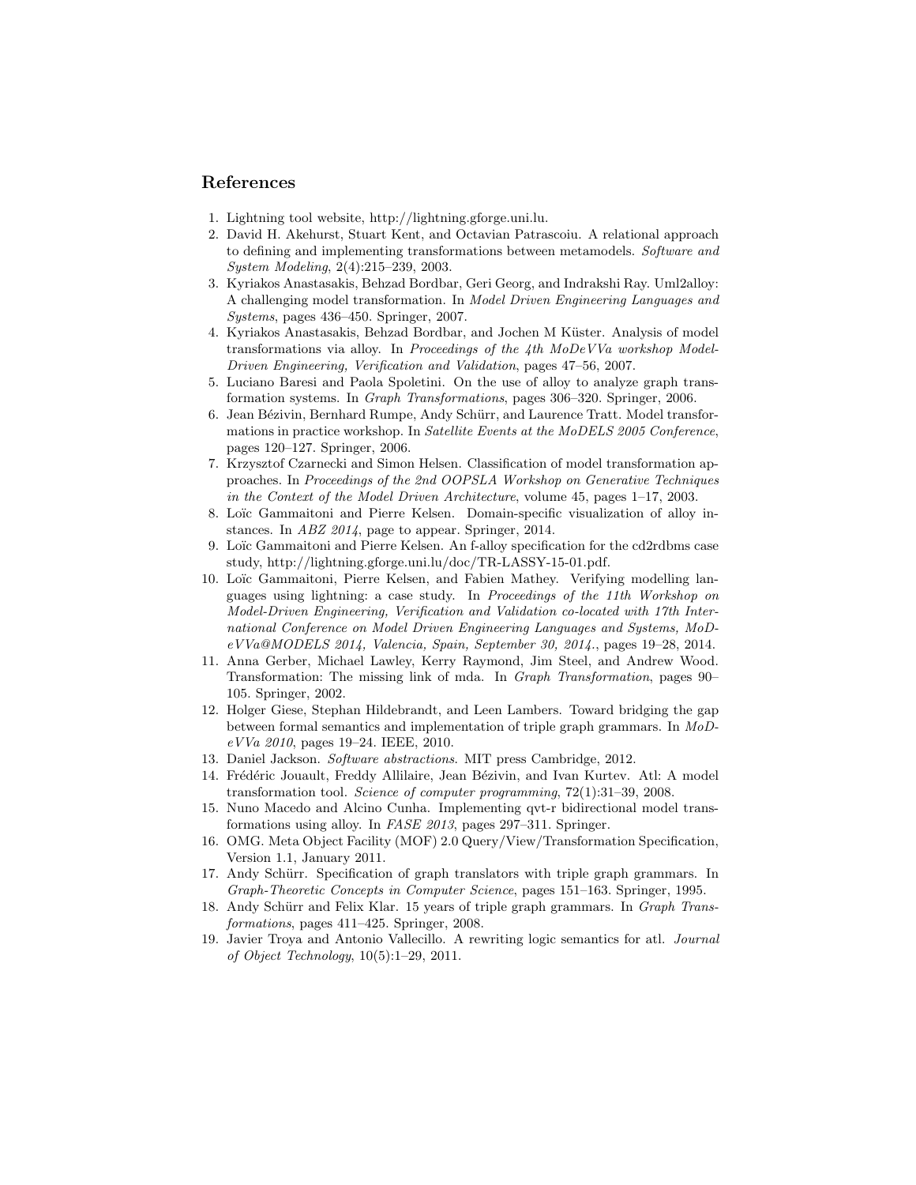## References

1. Lightning tool website, http://lightning.gforge.uni.lu.
2. David H. Akehurst, Stuart Kent, and Octavian Patrascoiu. A relational approach to defining and implementing transformations between metamodels. *Software and System Modeling*, 2(4):215–239, 2003.
3. Kyriakos Anastasakis, Behzad Bordbar, Geri Georg, and Indrakshi Ray. Uml2alloy: A challenging model transformation. In *Model Driven Engineering Languages and Systems*, pages 436–450. Springer, 2007.
4. Kyriakos Anastasakis, Behzad Bordbar, and Jochen M Küster. Analysis of model transformations via alloy. In *Proceedings of the 4th MoDeVVa workshop Model-Driven Engineering, Verification and Validation*, pages 47–56, 2007.
5. Luciano Baresi and Paola Spoletini. On the use of alloy to analyze graph transformation systems. In *Graph Transformations*, pages 306–320. Springer, 2006.
6. Jean Bézivin, Bernhard Rumpe, Andy Schürr, and Laurence Tratt. Model transformations in practice workshop. In *Satellite Events at the MoDELS 2005 Conference*, pages 120–127. Springer, 2006.
7. Krzysztof Czarnecki and Simon Helsen. Classification of model transformation approaches. In *Proceedings of the 2nd OOPSLA Workshop on Generative Techniques in the Context of the Model Driven Architecture*, volume 45, pages 1–17, 2003.
8. Loïc Gammaitoni and Pierre Kelsen. Domain-specific visualization of alloy instances. In *ABZ 2014*, page to appear. Springer, 2014.
9. Loïc Gammaitoni and Pierre Kelsen. An f-alloy specification for the cd2rdbms case study, http://lightning.gforge.uni.lu/doc/TR-LASSY-15-01.pdf.
10. Loïc Gammaitoni, Pierre Kelsen, and Fabien Mathey. Verifying modelling languages using lightning: a case study. In *Proceedings of the 11th Workshop on Model-Driven Engineering, Verification and Validation co-located with 17th International Conference on Model Driven Engineering Languages and Systems, MoDeVVa@MODELS 2014, Valencia, Spain, September 30, 2014.*, pages 19–28, 2014.
11. Anna Gerber, Michael Lawley, Kerry Raymond, Jim Steel, and Andrew Wood. Transformation: The missing link of mda. In *Graph Transformation*, pages 90–105. Springer, 2002.
12. Holger Giese, Stephan Hildebrandt, and Leen Lambers. Toward bridging the gap between formal semantics and implementation of triple graph grammars. In *MoDeVVa 2010*, pages 19–24. IEEE, 2010.
13. Daniel Jackson. *Software abstractions*. MIT press Cambridge, 2012.
14. Frédéric Jouault, Freddy Allilaire, Jean Bézivin, and Ivan Kurtev. Atl: A model transformation tool. *Science of computer programming*, 72(1):31–39, 2008.
15. Nuno Macedo and Alcino Cunha. Implementing qvt-r bidirectional model transformations using alloy. In *FASE 2013*, pages 297–311. Springer.
16. OMG. Meta Object Facility (MOF) 2.0 Query/View/Transformation Specification, Version 1.1, January 2011.
17. Andy Schürr. Specification of graph translators with triple graph grammars. In *Graph-Theoretic Concepts in Computer Science*, pages 151–163. Springer, 1995.
18. Andy Schürr and Felix Klar. 15 years of triple graph grammars. In *Graph Transformations*, pages 411–425. Springer, 2008.
19. Javier Troya and Antonio Vallecillo. A rewriting logic semantics for atl. *Journal of Object Technology*, 10(5):1–29, 2011.